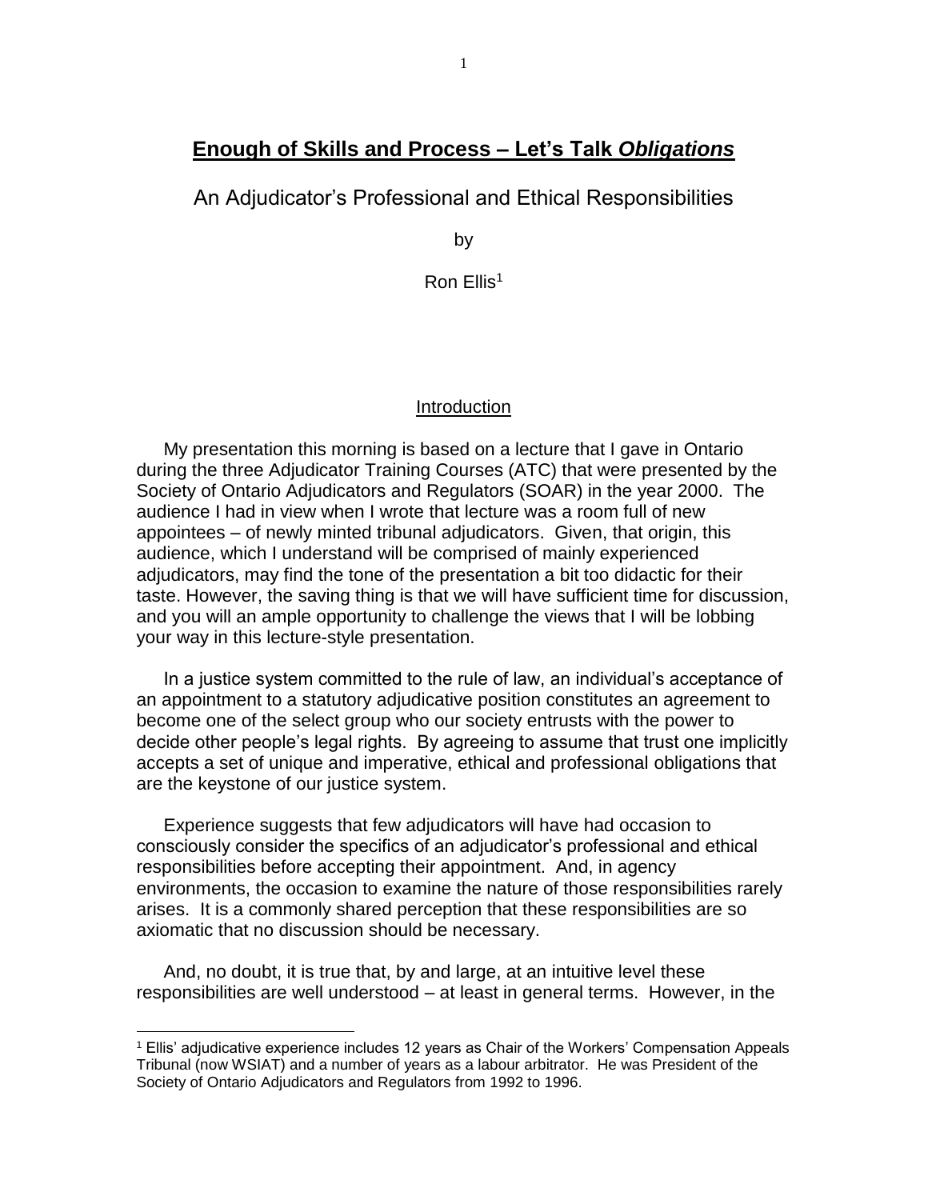# **Enough of Skills and Process – Let's Talk *Obligations***

## An Adjudicator's Professional and Ethical Responsibilities

by

Ron Ellis[1]

### Introduction

My presentation this morning is based on a lecture that I gave in Ontario during the three Adjudicator Training Courses (ATC) that were presented by the Society of Ontario Adjudicators and Regulators (SOAR) in the year 2000. The audience I had in view when I wrote that lecture was a room full of new appointees – of newly minted tribunal adjudicators. Given, that origin, this audience, which I understand will be comprised of mainly experienced adjudicators, may find the tone of the presentation a bit too didactic for their taste. However, the saving thing is that we will have sufficient time for discussion, and you will an ample opportunity to challenge the views that I will be lobbing your way in this lecture-style presentation.

In a justice system committed to the rule of law, an individual's acceptance of an appointment to a statutory adjudicative position constitutes an agreement to become one of the select group who our society entrusts with the power to decide other people's legal rights. By agreeing to assume that trust one implicitly accepts a set of unique and imperative, ethical and professional obligations that are the keystone of our justice system.

Experience suggests that few adjudicators will have had occasion to consciously consider the specifics of an adjudicator's professional and ethical responsibilities before accepting their appointment. And, in agency environments, the occasion to examine the nature of those responsibilities rarely arises. It is a commonly shared perception that these responsibilities are so axiomatic that no discussion should be necessary.

And, no doubt, it is true that, by and large, at an intuitive level these responsibilities are well understood – at least in general terms. However, in the

---

[1] Ellis' adjudicative experience includes 12 years as Chair of the Workers' Compensation Appeals Tribunal (now WSIAT) and a number of years as a labour arbitrator. He was President of the Society of Ontario Adjudicators and Regulators from 1992 to 1996.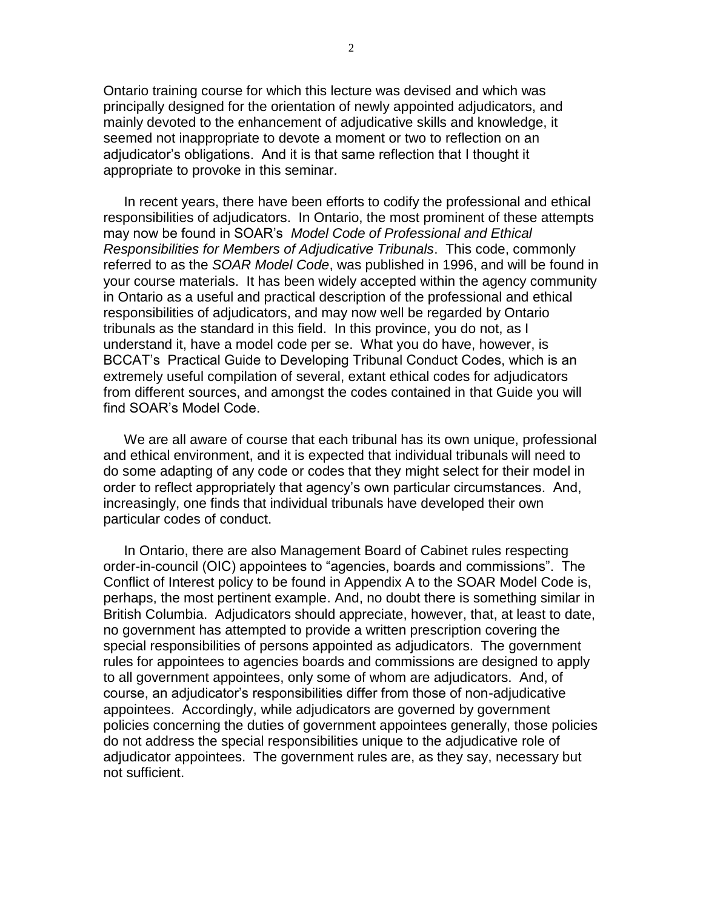Ontario training course for which this lecture was devised and which was principally designed for the orientation of newly appointed adjudicators, and mainly devoted to the enhancement of adjudicative skills and knowledge, it seemed not inappropriate to devote a moment or two to reflection on an adjudicator's obligations. And it is that same reflection that I thought it appropriate to provoke in this seminar.

In recent years, there have been efforts to codify the professional and ethical responsibilities of adjudicators. In Ontario, the most prominent of these attempts may now be found in SOAR's *Model Code of Professional and Ethical Responsibilities for Members of Adjudicative Tribunals*. This code, commonly referred to as the *SOAR Model Code*, was published in 1996, and will be found in your course materials. It has been widely accepted within the agency community in Ontario as a useful and practical description of the professional and ethical responsibilities of adjudicators, and may now well be regarded by Ontario tribunals as the standard in this field. In this province, you do not, as I understand it, have a model code per se. What you do have, however, is BCCAT's Practical Guide to Developing Tribunal Conduct Codes, which is an extremely useful compilation of several, extant ethical codes for adjudicators from different sources, and amongst the codes contained in that Guide you will find SOAR's Model Code.

We are all aware of course that each tribunal has its own unique, professional and ethical environment, and it is expected that individual tribunals will need to do some adapting of any code or codes that they might select for their model in order to reflect appropriately that agency's own particular circumstances. And, increasingly, one finds that individual tribunals have developed their own particular codes of conduct.

In Ontario, there are also Management Board of Cabinet rules respecting order-in-council (OIC) appointees to "agencies, boards and commissions". The Conflict of Interest policy to be found in Appendix A to the SOAR Model Code is, perhaps, the most pertinent example. And, no doubt there is something similar in British Columbia. Adjudicators should appreciate, however, that, at least to date, no government has attempted to provide a written prescription covering the special responsibilities of persons appointed as adjudicators. The government rules for appointees to agencies boards and commissions are designed to apply to all government appointees, only some of whom are adjudicators. And, of course, an adjudicator's responsibilities differ from those of non-adjudicative appointees. Accordingly, while adjudicators are governed by government policies concerning the duties of government appointees generally, those policies do not address the special responsibilities unique to the adjudicative role of adjudicator appointees. The government rules are, as they say, necessary but not sufficient.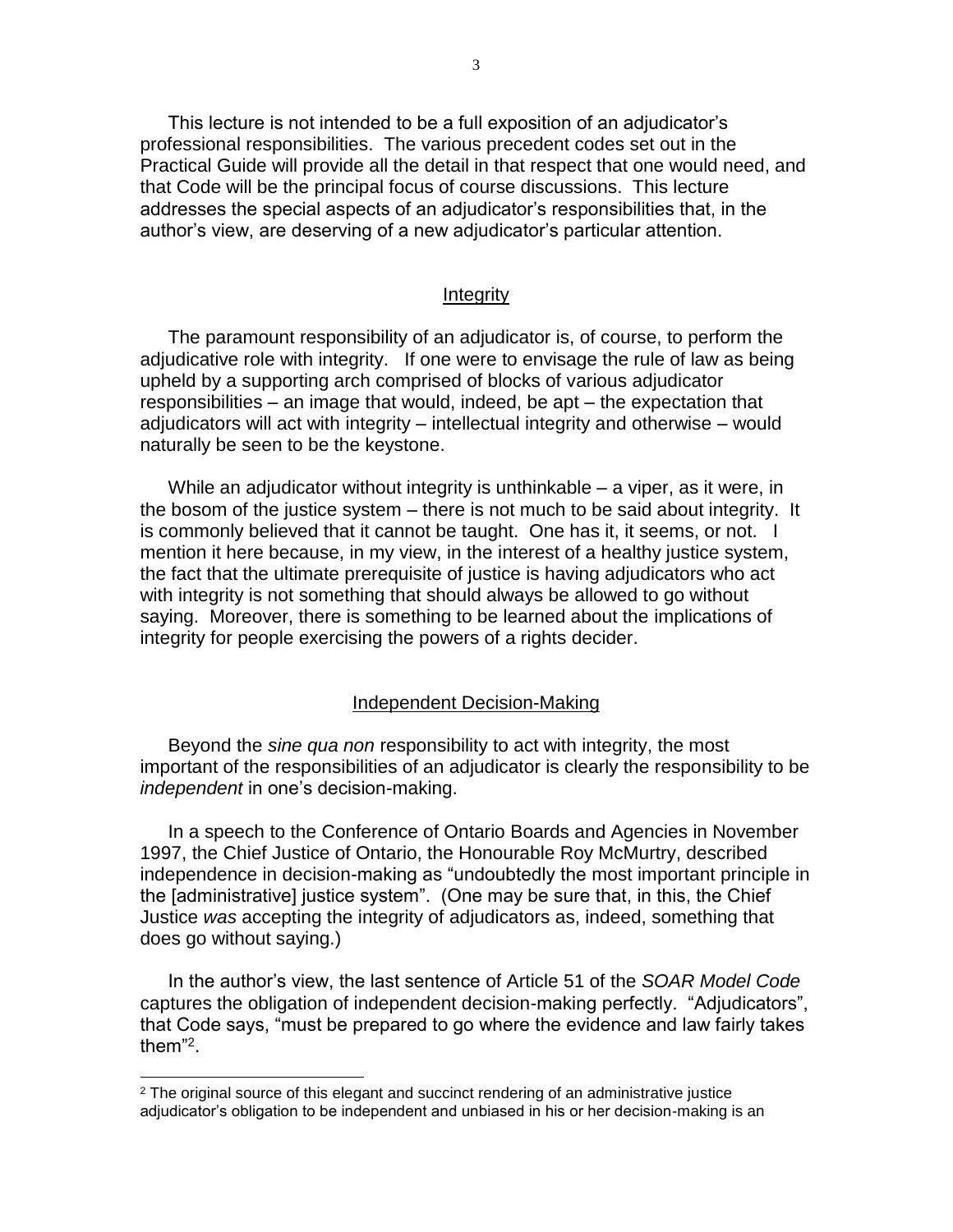This lecture is not intended to be a full exposition of an adjudicator's professional responsibilities. The various precedent codes set out in the Practical Guide will provide all the detail in that respect that one would need, and that Code will be the principal focus of course discussions. This lecture addresses the special aspects of an adjudicator's responsibilities that, in the author's view, are deserving of a new adjudicator's particular attention.

## Integrity

The paramount responsibility of an adjudicator is, of course, to perform the adjudicative role with integrity. If one were to envisage the rule of law as being upheld by a supporting arch comprised of blocks of various adjudicator responsibilities – an image that would, indeed, be apt – the expectation that adjudicators will act with integrity – intellectual integrity and otherwise – would naturally be seen to be the keystone.

While an adjudicator without integrity is unthinkable – a viper, as it were, in the bosom of the justice system – there is not much to be said about integrity. It is commonly believed that it cannot be taught. One has it, it seems, or not. I mention it here because, in my view, in the interest of a healthy justice system, the fact that the ultimate prerequisite of justice is having adjudicators who act with integrity is not something that should always be allowed to go without saying. Moreover, there is something to be learned about the implications of integrity for people exercising the powers of a rights decider.

## Independent Decision-Making

Beyond the *sine qua non* responsibility to act with integrity, the most important of the responsibilities of an adjudicator is clearly the responsibility to be *independent* in one's decision-making.

In a speech to the Conference of Ontario Boards and Agencies in November 1997, the Chief Justice of Ontario, the Honourable Roy McMurtry, described independence in decision-making as "undoubtedly the most important principle in the [administrative] justice system". (One may be sure that, in this, the Chief Justice *was* accepting the integrity of adjudicators as, indeed, something that does go without saying.)

In the author's view, the last sentence of Article 51 of the *SOAR Model Code* captures the obligation of independent decision-making perfectly. "Adjudicators", that Code says, "must be prepared to go where the evidence and law fairly takes them"[2].

---

[2] The original source of this elegant and succinct rendering of an administrative justice adjudicator's obligation to be independent and unbiased in his or her decision-making is an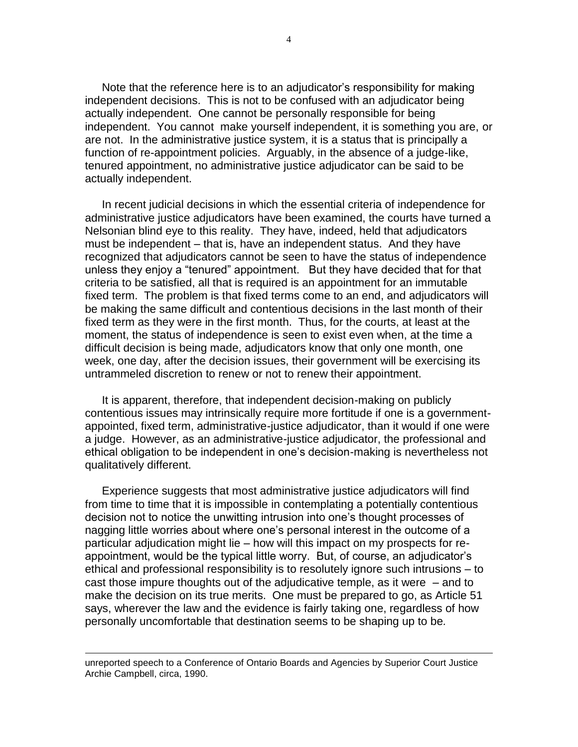Note that the reference here is to an adjudicator's responsibility for making independent decisions. This is not to be confused with an adjudicator being actually independent. One cannot be personally responsible for being independent. You cannot make yourself independent, it is something you are, or are not. In the administrative justice system, it is a status that is principally a function of re-appointment policies. Arguably, in the absence of a judge-like, tenured appointment, no administrative justice adjudicator can be said to be actually independent.

In recent judicial decisions in which the essential criteria of independence for administrative justice adjudicators have been examined, the courts have turned a Nelsonian blind eye to this reality. They have, indeed, held that adjudicators must be independent – that is, have an independent status. And they have recognized that adjudicators cannot be seen to have the status of independence unless they enjoy a "tenured" appointment. But they have decided that for that criteria to be satisfied, all that is required is an appointment for an immutable fixed term. The problem is that fixed terms come to an end, and adjudicators will be making the same difficult and contentious decisions in the last month of their fixed term as they were in the first month. Thus, for the courts, at least at the moment, the status of independence is seen to exist even when, at the time a difficult decision is being made, adjudicators know that only one month, one week, one day, after the decision issues, their government will be exercising its untrammeled discretion to renew or not to renew their appointment.

It is apparent, therefore, that independent decision-making on publicly contentious issues may intrinsically require more fortitude if one is a government-appointed, fixed term, administrative-justice adjudicator, than it would if one were a judge. However, as an administrative-justice adjudicator, the professional and ethical obligation to be independent in one's decision-making is nevertheless not qualitatively different.

Experience suggests that most administrative justice adjudicators will find from time to time that it is impossible in contemplating a potentially contentious decision not to notice the unwitting intrusion into one's thought processes of nagging little worries about where one's personal interest in the outcome of a particular adjudication might lie – how will this impact on my prospects for re-appointment, would be the typical little worry. But, of course, an adjudicator's ethical and professional responsibility is to resolutely ignore such intrusions – to cast those impure thoughts out of the adjudicative temple, as it were – and to make the decision on its true merits. One must be prepared to go, as Article 51 says, wherever the law and the evidence is fairly taking one, regardless of how personally uncomfortable that destination seems to be shaping up to be.

---

unreported speech to a Conference of Ontario Boards and Agencies by Superior Court Justice Archie Campbell, circa, 1990.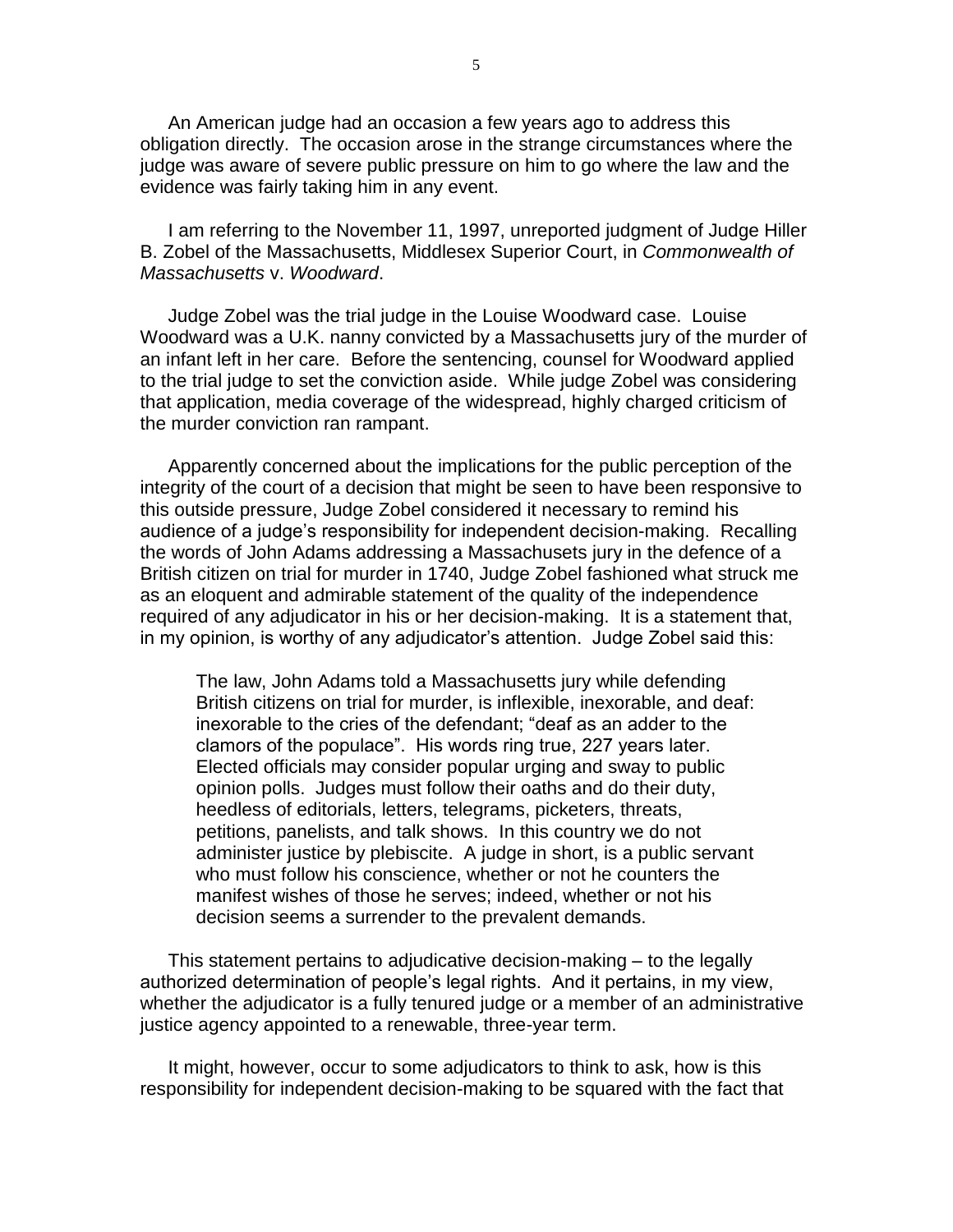An American judge had an occasion a few years ago to address this obligation directly. The occasion arose in the strange circumstances where the judge was aware of severe public pressure on him to go where the law and the evidence was fairly taking him in any event.

I am referring to the November 11, 1997, unreported judgment of Judge Hiller B. Zobel of the Massachusetts, Middlesex Superior Court, in *Commonwealth of Massachusetts* v. *Woodward*.

Judge Zobel was the trial judge in the Louise Woodward case. Louise Woodward was a U.K. nanny convicted by a Massachusetts jury of the murder of an infant left in her care. Before the sentencing, counsel for Woodward applied to the trial judge to set the conviction aside. While judge Zobel was considering that application, media coverage of the widespread, highly charged criticism of the murder conviction ran rampant.

Apparently concerned about the implications for the public perception of the integrity of the court of a decision that might be seen to have been responsive to this outside pressure, Judge Zobel considered it necessary to remind his audience of a judge's responsibility for independent decision-making. Recalling the words of John Adams addressing a Massachusets jury in the defence of a British citizen on trial for murder in 1740, Judge Zobel fashioned what struck me as an eloquent and admirable statement of the quality of the independence required of any adjudicator in his or her decision-making. It is a statement that, in my opinion, is worthy of any adjudicator's attention. Judge Zobel said this:

> The law, John Adams told a Massachusetts jury while defending British citizens on trial for murder, is inflexible, inexorable, and deaf: inexorable to the cries of the defendant; "deaf as an adder to the clamors of the populace". His words ring true, 227 years later. Elected officials may consider popular urging and sway to public opinion polls. Judges must follow their oaths and do their duty, heedless of editorials, letters, telegrams, picketers, threats, petitions, panelists, and talk shows. In this country we do not administer justice by plebiscite. A judge in short, is a public servant who must follow his conscience, whether or not he counters the manifest wishes of those he serves; indeed, whether or not his decision seems a surrender to the prevalent demands.

This statement pertains to adjudicative decision-making – to the legally authorized determination of people's legal rights. And it pertains, in my view, whether the adjudicator is a fully tenured judge or a member of an administrative justice agency appointed to a renewable, three-year term.

It might, however, occur to some adjudicators to think to ask, how is this responsibility for independent decision-making to be squared with the fact that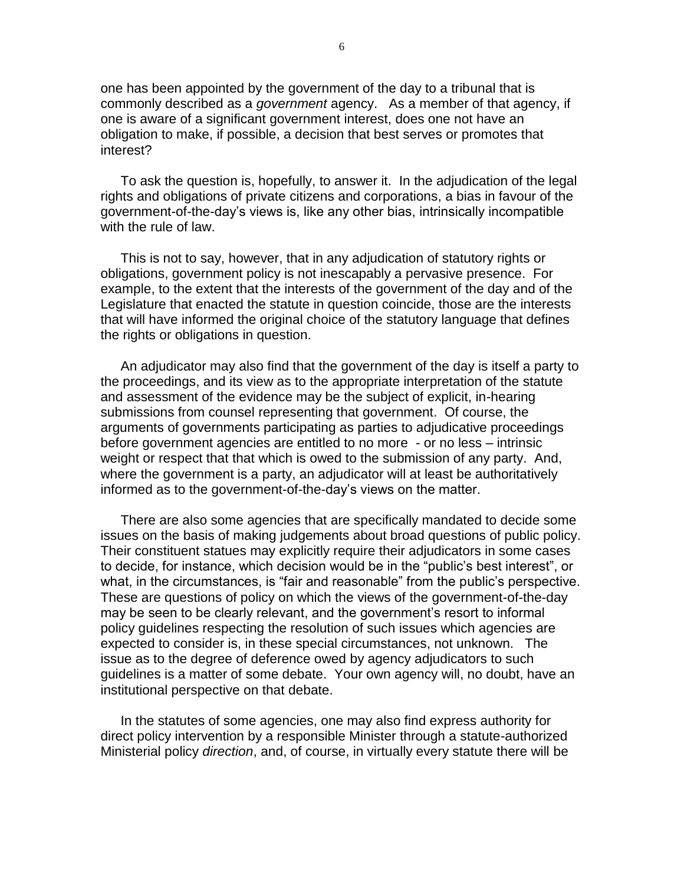one has been appointed by the government of the day to a tribunal that is commonly described as a *government* agency. As a member of that agency, if one is aware of a significant government interest, does one not have an obligation to make, if possible, a decision that best serves or promotes that interest?

To ask the question is, hopefully, to answer it. In the adjudication of the legal rights and obligations of private citizens and corporations, a bias in favour of the government-of-the-day's views is, like any other bias, intrinsically incompatible with the rule of law.

This is not to say, however, that in any adjudication of statutory rights or obligations, government policy is not inescapably a pervasive presence. For example, to the extent that the interests of the government of the day and of the Legislature that enacted the statute in question coincide, those are the interests that will have informed the original choice of the statutory language that defines the rights or obligations in question.

An adjudicator may also find that the government of the day is itself a party to the proceedings, and its view as to the appropriate interpretation of the statute and assessment of the evidence may be the subject of explicit, in-hearing submissions from counsel representing that government. Of course, the arguments of governments participating as parties to adjudicative proceedings before government agencies are entitled to no more - or no less – intrinsic weight or respect that that which is owed to the submission of any party. And, where the government is a party, an adjudicator will at least be authoritatively informed as to the government-of-the-day's views on the matter.

There are also some agencies that are specifically mandated to decide some issues on the basis of making judgements about broad questions of public policy. Their constituent statues may explicitly require their adjudicators in some cases to decide, for instance, which decision would be in the "public's best interest", or what, in the circumstances, is "fair and reasonable" from the public's perspective. These are questions of policy on which the views of the government-of-the-day may be seen to be clearly relevant, and the government's resort to informal policy guidelines respecting the resolution of such issues which agencies are expected to consider is, in these special circumstances, not unknown. The issue as to the degree of deference owed by agency adjudicators to such guidelines is a matter of some debate. Your own agency will, no doubt, have an institutional perspective on that debate.

In the statutes of some agencies, one may also find express authority for direct policy intervention by a responsible Minister through a statute-authorized Ministerial policy *direction*, and, of course, in virtually every statute there will be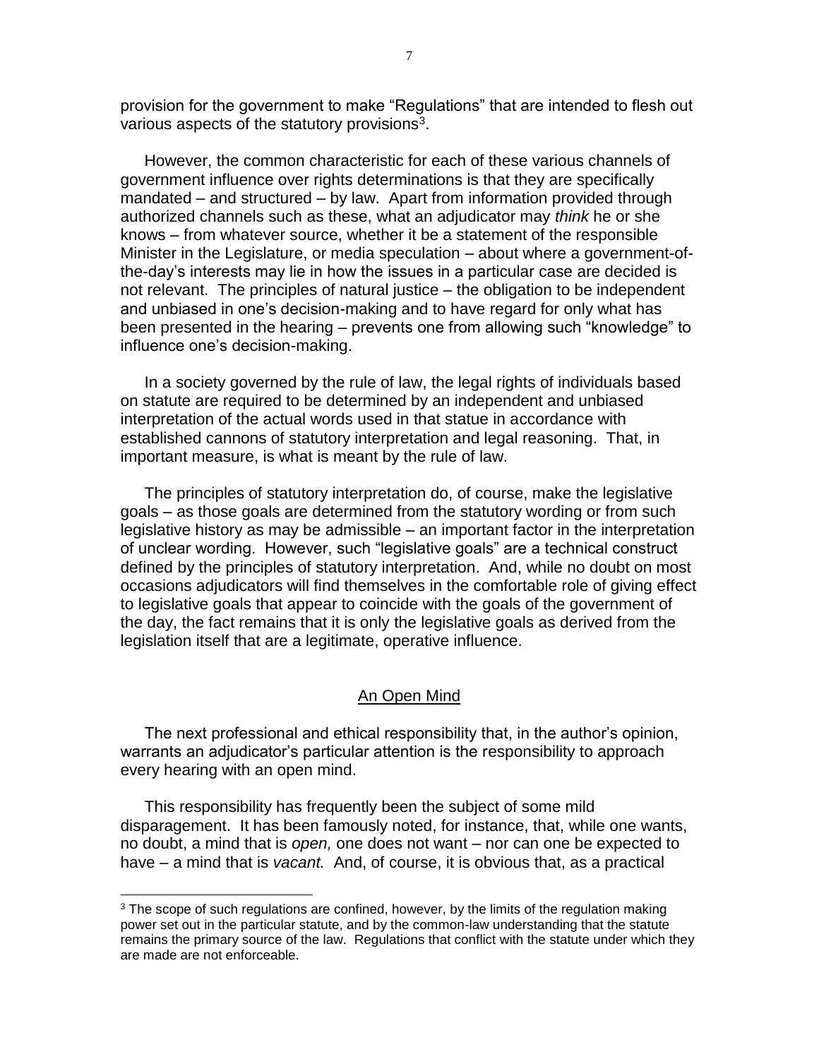provision for the government to make "Regulations" that are intended to flesh out various aspects of the statutory provisions[3].

However, the common characteristic for each of these various channels of government influence over rights determinations is that they are specifically mandated – and structured – by law. Apart from information provided through authorized channels such as these, what an adjudicator may *think* he or she knows – from whatever source, whether it be a statement of the responsible Minister in the Legislature, or media speculation – about where a government-of-the-day's interests may lie in how the issues in a particular case are decided is not relevant. The principles of natural justice – the obligation to be independent and unbiased in one's decision-making and to have regard for only what has been presented in the hearing – prevents one from allowing such "knowledge" to influence one's decision-making.

In a society governed by the rule of law, the legal rights of individuals based on statute are required to be determined by an independent and unbiased interpretation of the actual words used in that statue in accordance with established cannons of statutory interpretation and legal reasoning. That, in important measure, is what is meant by the rule of law.

The principles of statutory interpretation do, of course, make the legislative goals – as those goals are determined from the statutory wording or from such legislative history as may be admissible – an important factor in the interpretation of unclear wording. However, such "legislative goals" are a technical construct defined by the principles of statutory interpretation. And, while no doubt on most occasions adjudicators will find themselves in the comfortable role of giving effect to legislative goals that appear to coincide with the goals of the government of the day, the fact remains that it is only the legislative goals as derived from the legislation itself that are a legitimate, operative influence.

## An Open Mind

The next professional and ethical responsibility that, in the author's opinion, warrants an adjudicator's particular attention is the responsibility to approach every hearing with an open mind.

This responsibility has frequently been the subject of some mild disparagement. It has been famously noted, for instance, that, while one wants, no doubt, a mind that is *open,* one does not want – nor can one be expected to have – a mind that is *vacant.* And, of course, it is obvious that, as a practical

---

[3] The scope of such regulations are confined, however, by the limits of the regulation making power set out in the particular statute, and by the common-law understanding that the statute remains the primary source of the law. Regulations that conflict with the statute under which they are made are not enforceable.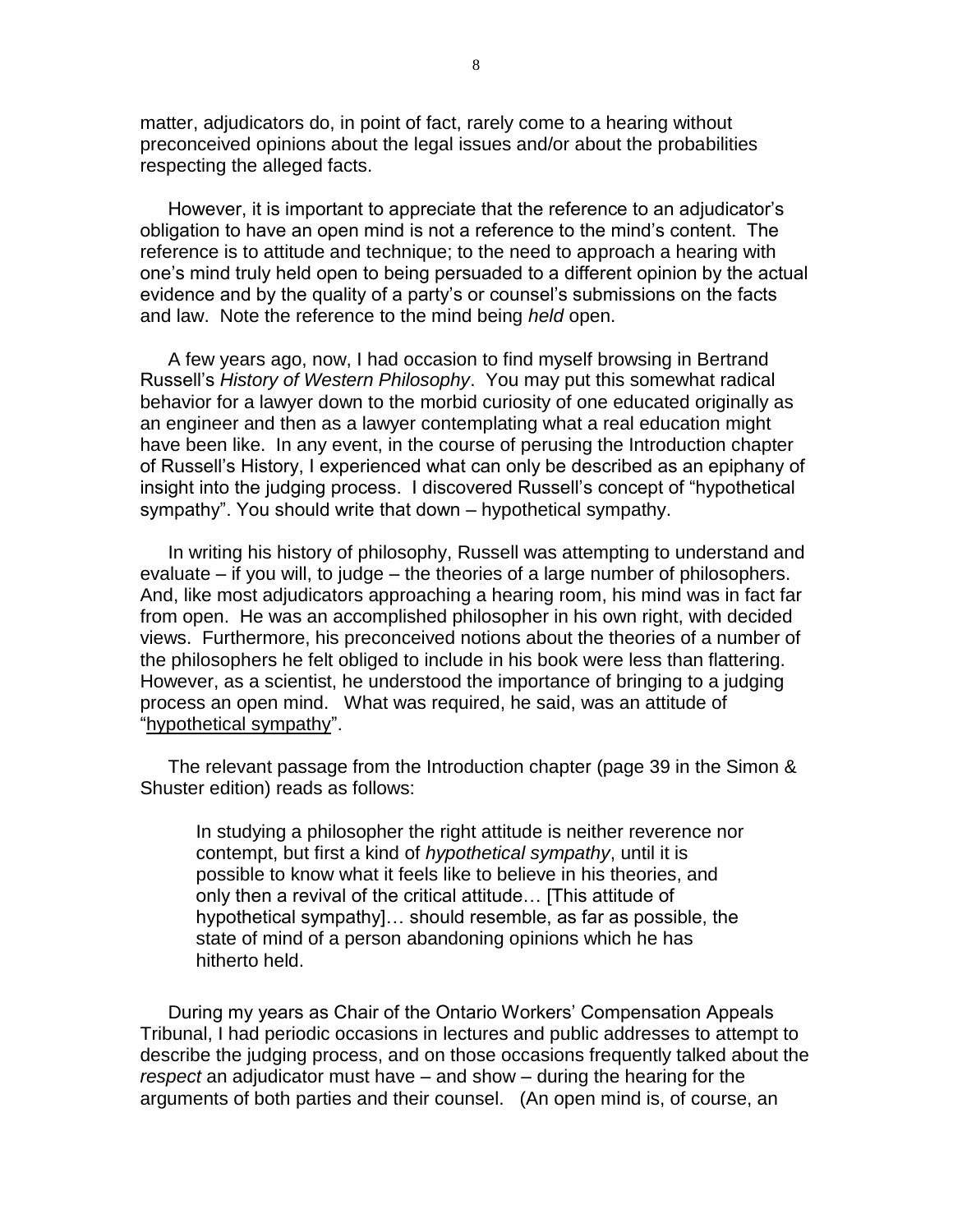matter, adjudicators do, in point of fact, rarely come to a hearing without preconceived opinions about the legal issues and/or about the probabilities respecting the alleged facts.

However, it is important to appreciate that the reference to an adjudicator's obligation to have an open mind is not a reference to the mind's content. The reference is to attitude and technique; to the need to approach a hearing with one's mind truly held open to being persuaded to a different opinion by the actual evidence and by the quality of a party's or counsel's submissions on the facts and law. Note the reference to the mind being *held* open.

A few years ago, now, I had occasion to find myself browsing in Bertrand Russell's *History of Western Philosophy*. You may put this somewhat radical behavior for a lawyer down to the morbid curiosity of one educated originally as an engineer and then as a lawyer contemplating what a real education might have been like. In any event, in the course of perusing the Introduction chapter of Russell's History, I experienced what can only be described as an epiphany of insight into the judging process. I discovered Russell's concept of "hypothetical sympathy". You should write that down – hypothetical sympathy.

In writing his history of philosophy, Russell was attempting to understand and evaluate – if you will, to judge – the theories of a large number of philosophers. And, like most adjudicators approaching a hearing room, his mind was in fact far from open. He was an accomplished philosopher in his own right, with decided views. Furthermore, his preconceived notions about the theories of a number of the philosophers he felt obliged to include in his book were less than flattering. However, as a scientist, he understood the importance of bringing to a judging process an open mind. What was required, he said, was an attitude of "hypothetical sympathy".

The relevant passage from the Introduction chapter (page 39 in the Simon & Shuster edition) reads as follows:

> In studying a philosopher the right attitude is neither reverence nor contempt, but first a kind of *hypothetical sympathy*, until it is possible to know what it feels like to believe in his theories, and only then a revival of the critical attitude… [This attitude of hypothetical sympathy]… should resemble, as far as possible, the state of mind of a person abandoning opinions which he has hitherto held.

During my years as Chair of the Ontario Workers' Compensation Appeals Tribunal, I had periodic occasions in lectures and public addresses to attempt to describe the judging process, and on those occasions frequently talked about the *respect* an adjudicator must have – and show – during the hearing for the arguments of both parties and their counsel. (An open mind is, of course, an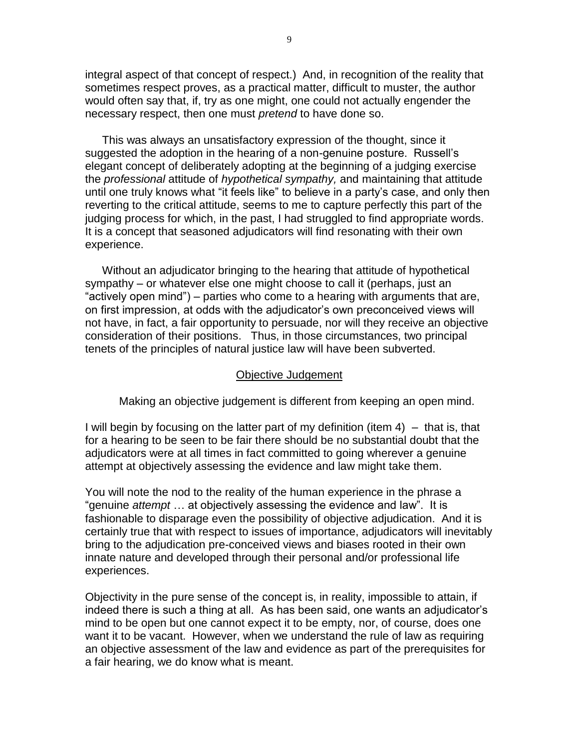integral aspect of that concept of respect.) And, in recognition of the reality that sometimes respect proves, as a practical matter, difficult to muster, the author would often say that, if, try as one might, one could not actually engender the necessary respect, then one must *pretend* to have done so.

This was always an unsatisfactory expression of the thought, since it suggested the adoption in the hearing of a non-genuine posture. Russell's elegant concept of deliberately adopting at the beginning of a judging exercise the *professional* attitude of *hypothetical sympathy,* and maintaining that attitude until one truly knows what "it feels like" to believe in a party's case, and only then reverting to the critical attitude, seems to me to capture perfectly this part of the judging process for which, in the past, I had struggled to find appropriate words. It is a concept that seasoned adjudicators will find resonating with their own experience.

Without an adjudicator bringing to the hearing that attitude of hypothetical sympathy – or whatever else one might choose to call it (perhaps, just an "actively open mind") – parties who come to a hearing with arguments that are, on first impression, at odds with the adjudicator's own preconceived views will not have, in fact, a fair opportunity to persuade, nor will they receive an objective consideration of their positions. Thus, in those circumstances, two principal tenets of the principles of natural justice law will have been subverted.

## Objective Judgement

Making an objective judgement is different from keeping an open mind.

I will begin by focusing on the latter part of my definition (item 4) – that is, that for a hearing to be seen to be fair there should be no substantial doubt that the adjudicators were at all times in fact committed to going wherever a genuine attempt at objectively assessing the evidence and law might take them.

You will note the nod to the reality of the human experience in the phrase a "genuine *attempt* … at objectively assessing the evidence and law". It is fashionable to disparage even the possibility of objective adjudication. And it is certainly true that with respect to issues of importance, adjudicators will inevitably bring to the adjudication pre-conceived views and biases rooted in their own innate nature and developed through their personal and/or professional life experiences.

Objectivity in the pure sense of the concept is, in reality, impossible to attain, if indeed there is such a thing at all. As has been said, one wants an adjudicator's mind to be open but one cannot expect it to be empty, nor, of course, does one want it to be vacant. However, when we understand the rule of law as requiring an objective assessment of the law and evidence as part of the prerequisites for a fair hearing, we do know what is meant.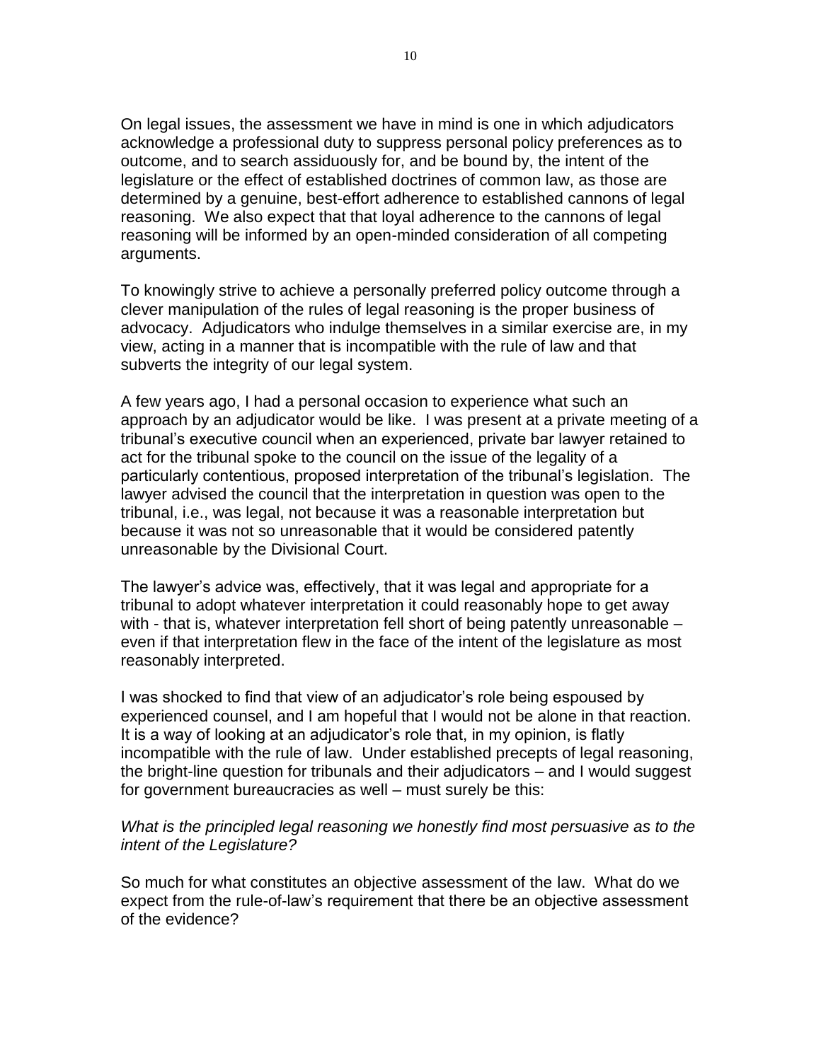On legal issues, the assessment we have in mind is one in which adjudicators acknowledge a professional duty to suppress personal policy preferences as to outcome, and to search assiduously for, and be bound by, the intent of the legislature or the effect of established doctrines of common law, as those are determined by a genuine, best-effort adherence to established cannons of legal reasoning. We also expect that that loyal adherence to the cannons of legal reasoning will be informed by an open-minded consideration of all competing arguments.

To knowingly strive to achieve a personally preferred policy outcome through a clever manipulation of the rules of legal reasoning is the proper business of advocacy. Adjudicators who indulge themselves in a similar exercise are, in my view, acting in a manner that is incompatible with the rule of law and that subverts the integrity of our legal system.

A few years ago, I had a personal occasion to experience what such an approach by an adjudicator would be like. I was present at a private meeting of a tribunal's executive council when an experienced, private bar lawyer retained to act for the tribunal spoke to the council on the issue of the legality of a particularly contentious, proposed interpretation of the tribunal's legislation. The lawyer advised the council that the interpretation in question was open to the tribunal, i.e., was legal, not because it was a reasonable interpretation but because it was not so unreasonable that it would be considered patently unreasonable by the Divisional Court.

The lawyer's advice was, effectively, that it was legal and appropriate for a tribunal to adopt whatever interpretation it could reasonably hope to get away with - that is, whatever interpretation fell short of being patently unreasonable – even if that interpretation flew in the face of the intent of the legislature as most reasonably interpreted.

I was shocked to find that view of an adjudicator's role being espoused by experienced counsel, and I am hopeful that I would not be alone in that reaction. It is a way of looking at an adjudicator's role that, in my opinion, is flatly incompatible with the rule of law. Under established precepts of legal reasoning, the bright-line question for tribunals and their adjudicators – and I would suggest for government bureaucracies as well – must surely be this:

*What is the principled legal reasoning we honestly find most persuasive as to the intent of the Legislature?*

So much for what constitutes an objective assessment of the law. What do we expect from the rule-of-law's requirement that there be an objective assessment of the evidence?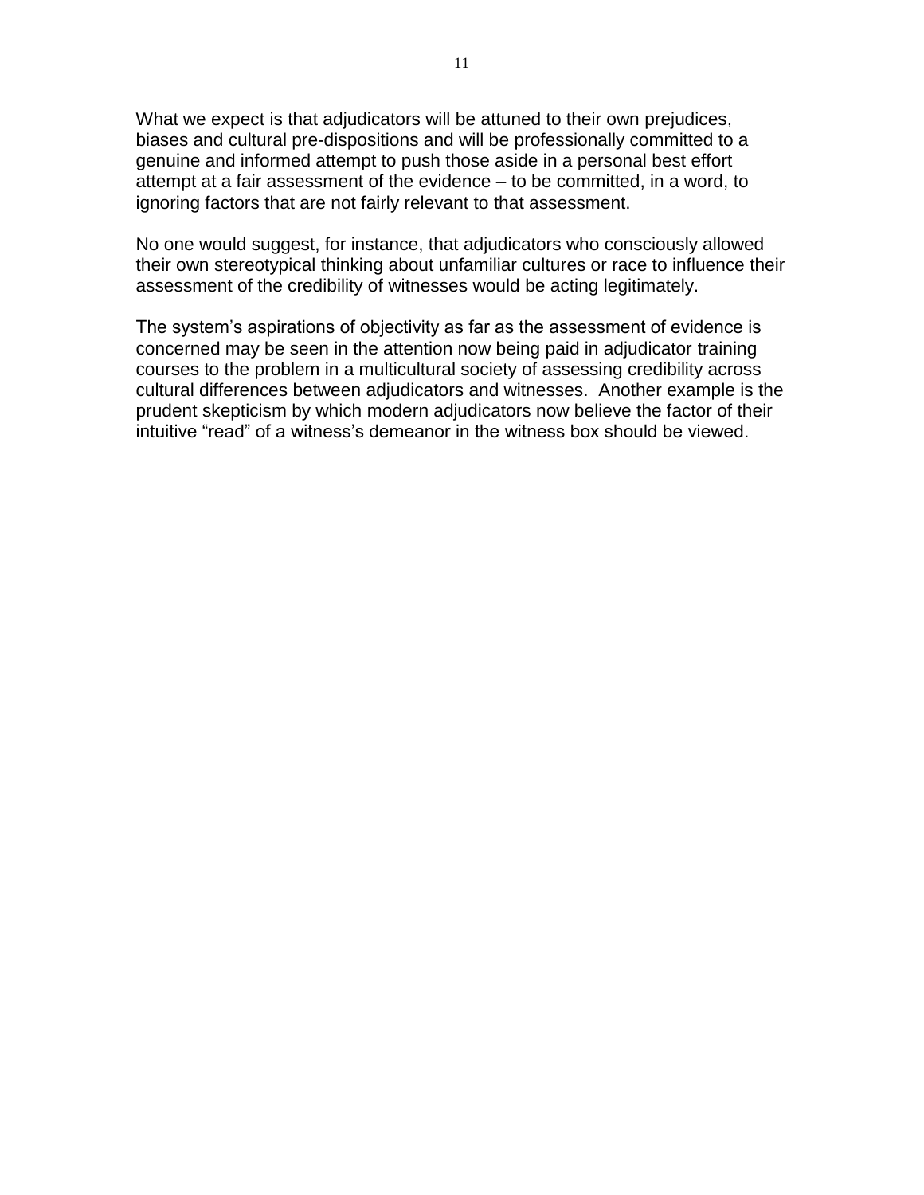What we expect is that adjudicators will be attuned to their own prejudices, biases and cultural pre-dispositions and will be professionally committed to a genuine and informed attempt to push those aside in a personal best effort attempt at a fair assessment of the evidence – to be committed, in a word, to ignoring factors that are not fairly relevant to that assessment.

No one would suggest, for instance, that adjudicators who consciously allowed their own stereotypical thinking about unfamiliar cultures or race to influence their assessment of the credibility of witnesses would be acting legitimately.

The system's aspirations of objectivity as far as the assessment of evidence is concerned may be seen in the attention now being paid in adjudicator training courses to the problem in a multicultural society of assessing credibility across cultural differences between adjudicators and witnesses. Another example is the prudent skepticism by which modern adjudicators now believe the factor of their intuitive "read" of a witness's demeanor in the witness box should be viewed.